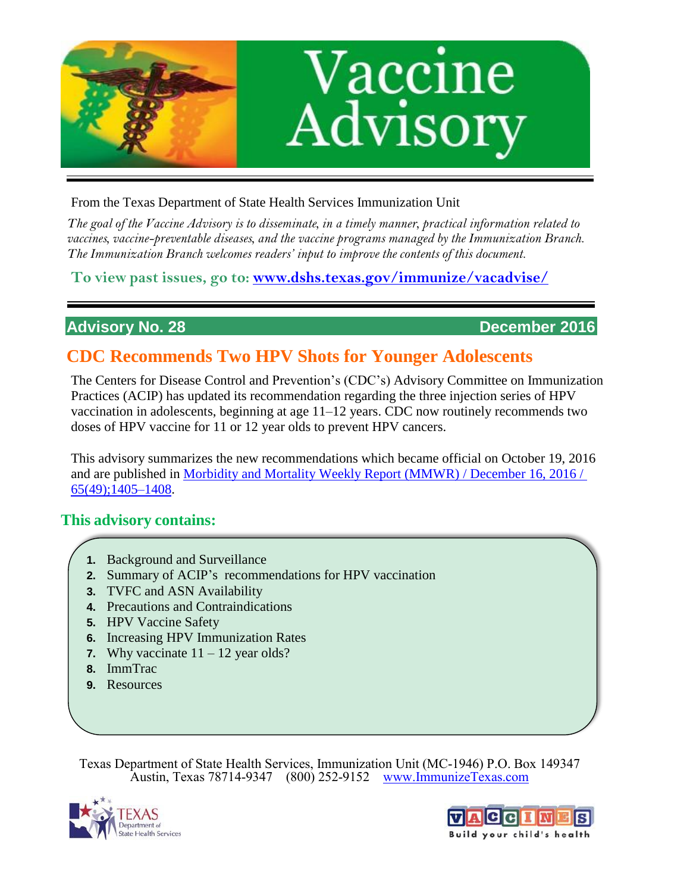# Vaccine Advisory

From the Texas Department of State Health Services Immunization Unit

*The goal of the Vaccine Advisory is to disseminate, in a timely manner, practical information related to vaccines, vaccine-preventable diseases, and the vaccine programs managed by the Immunization Branch. The Immunization Branch welcomes readers' input to improve the contents of this document.*

**To view past issues, go to: [www.dshs.texas.gov/immunize/vacadvise/](www.dshs.texas.gov/immunize/vacadvise/)**

**Advisory No. 28** | **December 2016**

## CDC Recommends Two HPV Shots for Younger Adolescents

The Centers for Disease Control and Prevention's (CDC's) Advisory Committee on Immunization Practices (ACIP) has updated its recommendation regarding the three injection series of HPV vaccination in adolescents, beginning at age 11–12 years. CDC now routinely recommends two doses of HPV vaccine for 11 or 12 year olds to prevent HPV cancers.

This advisory summarizes the new recommendations which became official on October 19, 2016 and are published in Morbidity and Mortality Weekly Report (MMWR) / December 16, 2016 / 65(49);1405–1408.

### This advisory contains:

1. Background and Surveillance
2. Summary of ACIP's recommendations for HPV vaccination
3. TVFC and ASN Availability
4. Precautions and Contraindications
5. HPV Vaccine Safety
6. Increasing HPV Immunization Rates
7. Why vaccinate 11 – 12 year olds?
8. ImmTrac
9. Resources

Texas Department of State Health Services, Immunization Unit (MC-1946) P.O. Box 149347
Austin, Texas 78714-9347 (800) 252-9152 www.ImmunizeTexas.com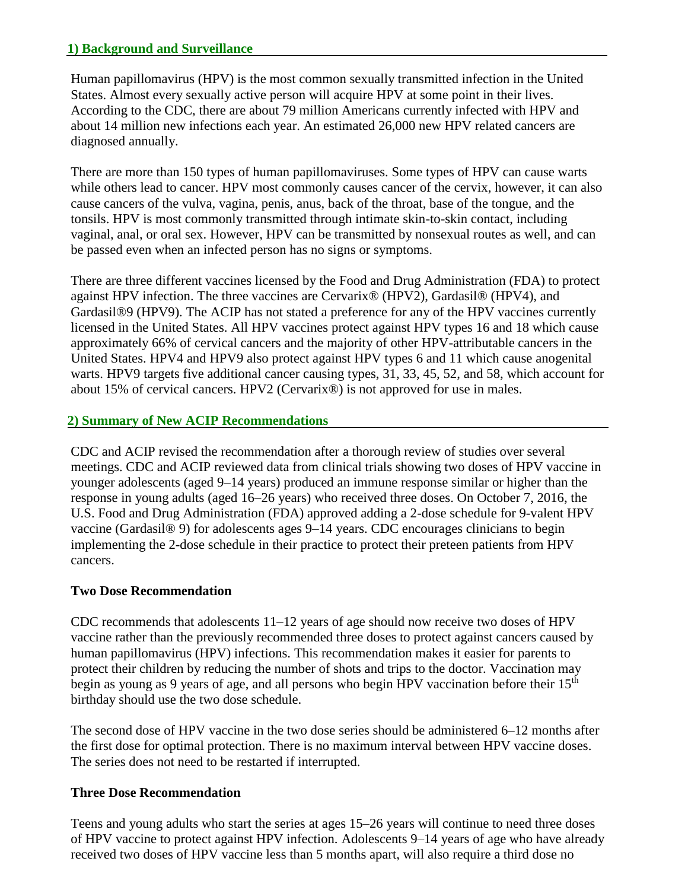## 1) Background and Surveillance

Human papillomavirus (HPV) is the most common sexually transmitted infection in the United States. Almost every sexually active person will acquire HPV at some point in their lives. According to the CDC, there are about 79 million Americans currently infected with HPV and about 14 million new infections each year. An estimated 26,000 new HPV related cancers are diagnosed annually.

There are more than 150 types of human papillomaviruses. Some types of HPV can cause warts while others lead to cancer. HPV most commonly causes cancer of the cervix, however, it can also cause cancers of the vulva, vagina, penis, anus, back of the throat, base of the tongue, and the tonsils. HPV is most commonly transmitted through intimate skin-to-skin contact, including vaginal, anal, or oral sex. However, HPV can be transmitted by nonsexual routes as well, and can be passed even when an infected person has no signs or symptoms.

There are three different vaccines licensed by the Food and Drug Administration (FDA) to protect against HPV infection. The three vaccines are Cervarix® (HPV2), Gardasil® (HPV4), and Gardasil®9 (HPV9). The ACIP has not stated a preference for any of the HPV vaccines currently licensed in the United States. All HPV vaccines protect against HPV types 16 and 18 which cause approximately 66% of cervical cancers and the majority of other HPV-attributable cancers in the United States. HPV4 and HPV9 also protect against HPV types 6 and 11 which cause anogenital warts. HPV9 targets five additional cancer causing types, 31, 33, 45, 52, and 58, which account for about 15% of cervical cancers. HPV2 (Cervarix®) is not approved for use in males.

## 2) Summary of New ACIP Recommendations

CDC and ACIP revised the recommendation after a thorough review of studies over several meetings. CDC and ACIP reviewed data from clinical trials showing two doses of HPV vaccine in younger adolescents (aged 9–14 years) produced an immune response similar or higher than the response in young adults (aged 16–26 years) who received three doses. On October 7, 2016, the U.S. Food and Drug Administration (FDA) approved adding a 2-dose schedule for 9-valent HPV vaccine (Gardasil® 9) for adolescents ages 9–14 years. CDC encourages clinicians to begin implementing the 2-dose schedule in their practice to protect their preteen patients from HPV cancers.

### Two Dose Recommendation

CDC recommends that adolescents 11–12 years of age should now receive two doses of HPV vaccine rather than the previously recommended three doses to protect against cancers caused by human papillomavirus (HPV) infections. This recommendation makes it easier for parents to protect their children by reducing the number of shots and trips to the doctor. Vaccination may begin as young as 9 years of age, and all persons who begin HPV vaccination before their 15th birthday should use the two dose schedule.

The second dose of HPV vaccine in the two dose series should be administered 6–12 months after the first dose for optimal protection. There is no maximum interval between HPV vaccine doses. The series does not need to be restarted if interrupted.

### Three Dose Recommendation

Teens and young adults who start the series at ages 15–26 years will continue to need three doses of HPV vaccine to protect against HPV infection. Adolescents 9–14 years of age who have already received two doses of HPV vaccine less than 5 months apart, will also require a third dose no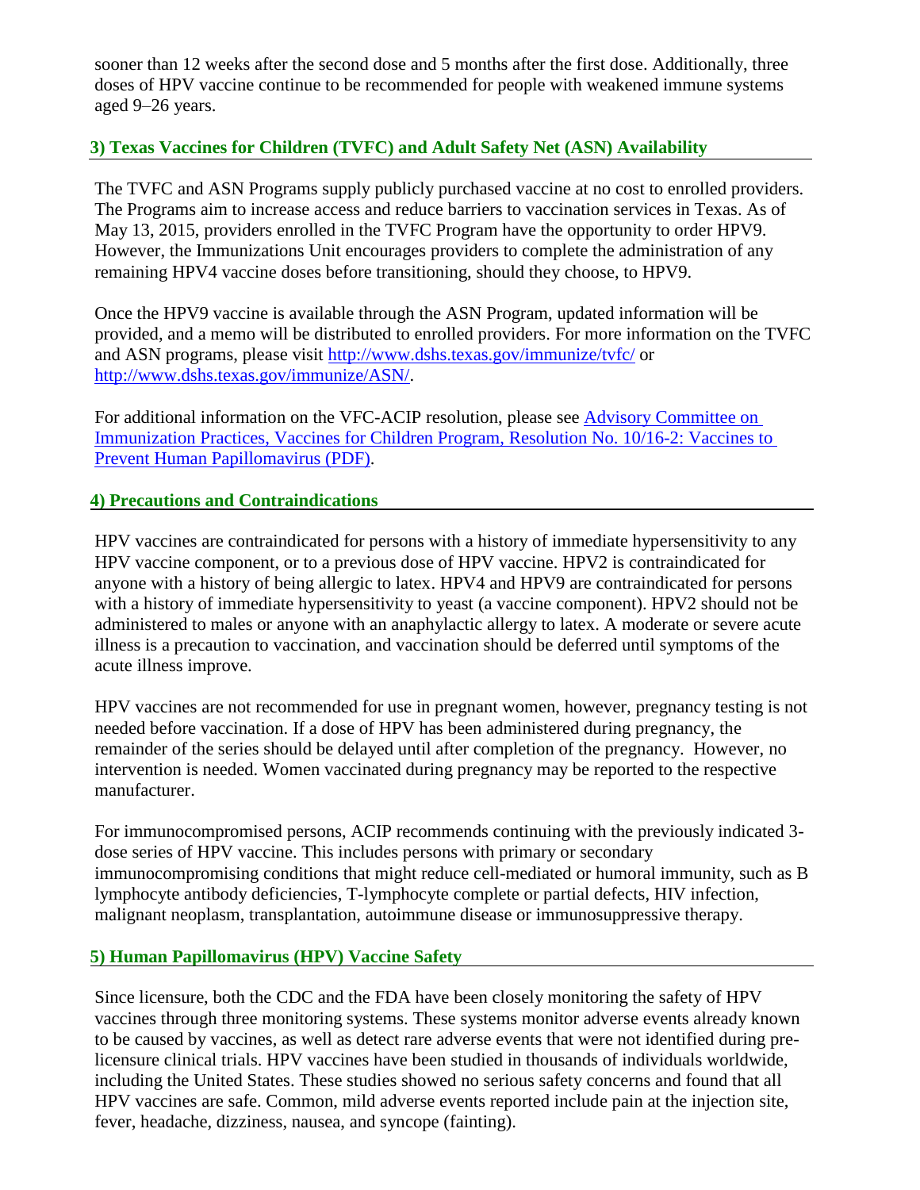sooner than 12 weeks after the second dose and 5 months after the first dose. Additionally, three doses of HPV vaccine continue to be recommended for people with weakened immune systems aged 9–26 years.

## 3) Texas Vaccines for Children (TVFC) and Adult Safety Net (ASN) Availability

The TVFC and ASN Programs supply publicly purchased vaccine at no cost to enrolled providers. The Programs aim to increase access and reduce barriers to vaccination services in Texas. As of May 13, 2015, providers enrolled in the TVFC Program have the opportunity to order HPV9. However, the Immunizations Unit encourages providers to complete the administration of any remaining HPV4 vaccine doses before transitioning, should they choose, to HPV9.

Once the HPV9 vaccine is available through the ASN Program, updated information will be provided, and a memo will be distributed to enrolled providers. For more information on the TVFC and ASN programs, please visit [http://www.dshs.texas.gov/immunize/tvfc/](http://www.dshs.texas.gov/immunize/tvfc/) or [http://www.dshs.texas.gov/immunize/ASN/](http://www.dshs.texas.gov/immunize/ASN/).

For additional information on the VFC-ACIP resolution, please see [Advisory Committee on Immunization Practices, Vaccines for Children Program, Resolution No. 10/16-2: Vaccines to Prevent Human Papillomavirus (PDF)]().

## 4) Precautions and Contraindications

HPV vaccines are contraindicated for persons with a history of immediate hypersensitivity to any HPV vaccine component, or to a previous dose of HPV vaccine. HPV2 is contraindicated for anyone with a history of being allergic to latex. HPV4 and HPV9 are contraindicated for persons with a history of immediate hypersensitivity to yeast (a vaccine component). HPV2 should not be administered to males or anyone with an anaphylactic allergy to latex. A moderate or severe acute illness is a precaution to vaccination, and vaccination should be deferred until symptoms of the acute illness improve.

HPV vaccines are not recommended for use in pregnant women, however, pregnancy testing is not needed before vaccination. If a dose of HPV has been administered during pregnancy, the remainder of the series should be delayed until after completion of the pregnancy. However, no intervention is needed. Women vaccinated during pregnancy may be reported to the respective manufacturer.

For immunocompromised persons, ACIP recommends continuing with the previously indicated 3-dose series of HPV vaccine. This includes persons with primary or secondary immunocompromising conditions that might reduce cell-mediated or humoral immunity, such as B lymphocyte antibody deficiencies, T-lymphocyte complete or partial defects, HIV infection, malignant neoplasm, transplantation, autoimmune disease or immunosuppressive therapy.

## 5) Human Papillomavirus (HPV) Vaccine Safety

Since licensure, both the CDC and the FDA have been closely monitoring the safety of HPV vaccines through three monitoring systems. These systems monitor adverse events already known to be caused by vaccines, as well as detect rare adverse events that were not identified during pre-licensure clinical trials. HPV vaccines have been studied in thousands of individuals worldwide, including the United States. These studies showed no serious safety concerns and found that all HPV vaccines are safe. Common, mild adverse events reported include pain at the injection site, fever, headache, dizziness, nausea, and syncope (fainting).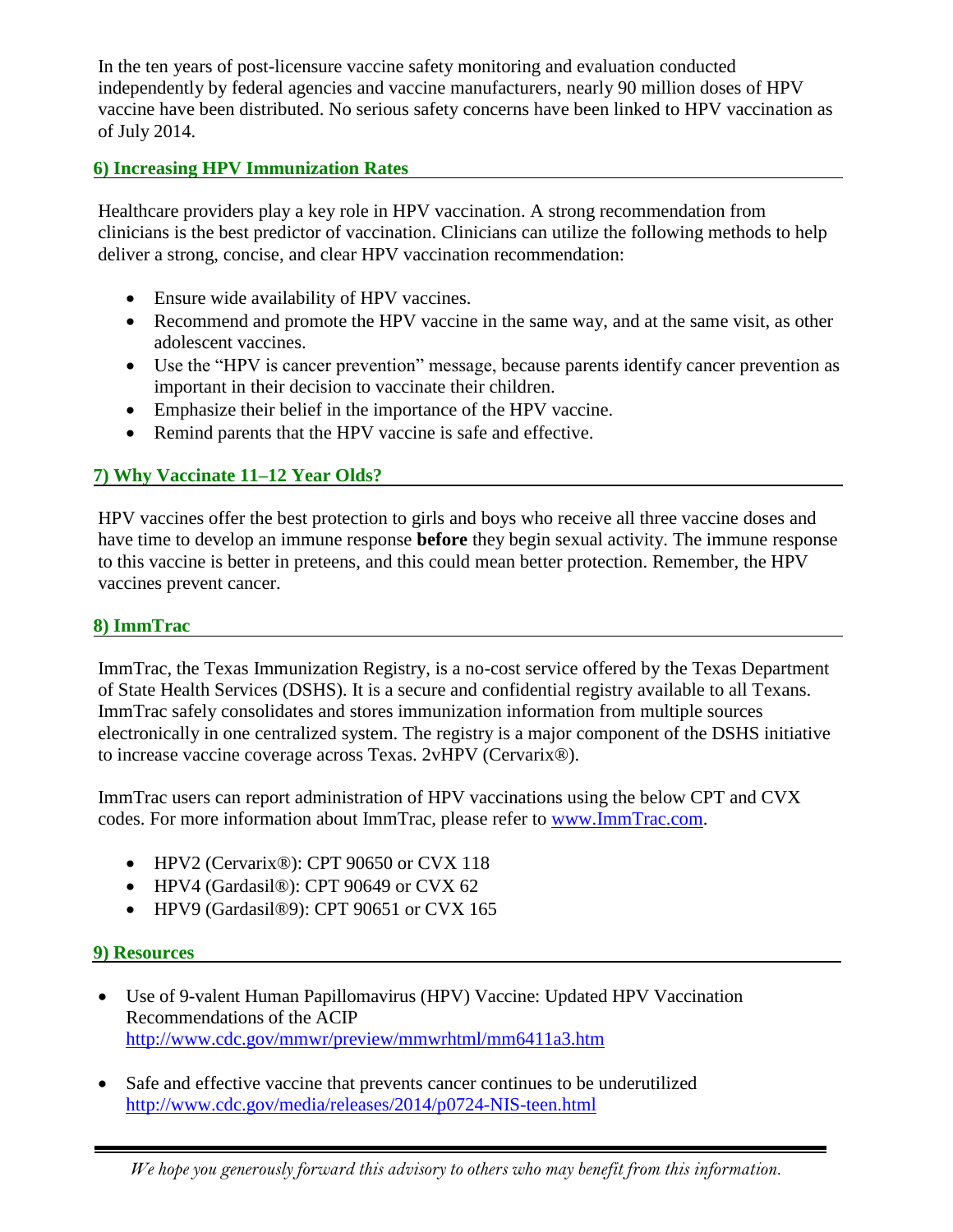In the ten years of post-licensure vaccine safety monitoring and evaluation conducted independently by federal agencies and vaccine manufacturers, nearly 90 million doses of HPV vaccine have been distributed. No serious safety concerns have been linked to HPV vaccination as of July 2014.

## 6) Increasing HPV Immunization Rates

Healthcare providers play a key role in HPV vaccination. A strong recommendation from clinicians is the best predictor of vaccination. Clinicians can utilize the following methods to help deliver a strong, concise, and clear HPV vaccination recommendation:

- Ensure wide availability of HPV vaccines.
- Recommend and promote the HPV vaccine in the same way, and at the same visit, as other adolescent vaccines.
- Use the "HPV is cancer prevention" message, because parents identify cancer prevention as important in their decision to vaccinate their children.
- Emphasize their belief in the importance of the HPV vaccine.
- Remind parents that the HPV vaccine is safe and effective.

## 7) Why Vaccinate 11–12 Year Olds?

HPV vaccines offer the best protection to girls and boys who receive all three vaccine doses and have time to develop an immune response **before** they begin sexual activity. The immune response to this vaccine is better in preteens, and this could mean better protection. Remember, the HPV vaccines prevent cancer.

## 8) ImmTrac

ImmTrac, the Texas Immunization Registry, is a no-cost service offered by the Texas Department of State Health Services (DSHS). It is a secure and confidential registry available to all Texans. ImmTrac safely consolidates and stores immunization information from multiple sources electronically in one centralized system. The registry is a major component of the DSHS initiative to increase vaccine coverage across Texas. 2vHPV (Cervarix®).

ImmTrac users can report administration of HPV vaccinations using the below CPT and CVX codes. For more information about ImmTrac, please refer to www.ImmTrac.com.

- HPV2 (Cervarix®): CPT 90650 or CVX 118
- HPV4 (Gardasil®): CPT 90649 or CVX 62
- HPV9 (Gardasil®9): CPT 90651 or CVX 165

## 9) Resources

- Use of 9-valent Human Papillomavirus (HPV) Vaccine: Updated HPV Vaccination Recommendations of the ACIP
  http://www.cdc.gov/mmwr/preview/mmwrhtml/mm6411a3.htm

- Safe and effective vaccine that prevents cancer continues to be underutilized
  http://www.cdc.gov/media/releases/2014/p0724-NIS-teen.html

*We hope you generously forward this advisory to others who may benefit from this information.*